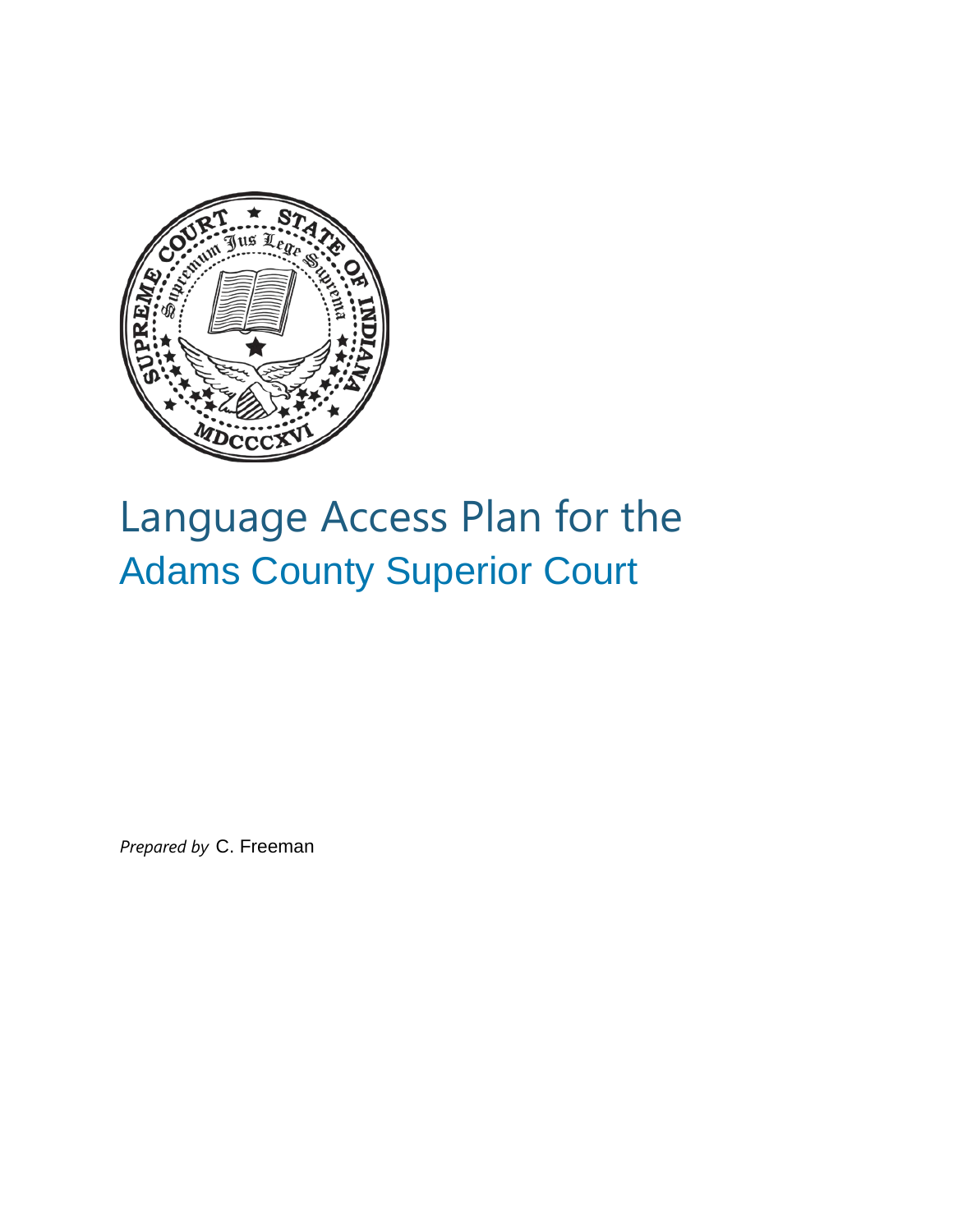# Language Access Plan for the Adams County Superior Court

*Prepared by* C. Freeman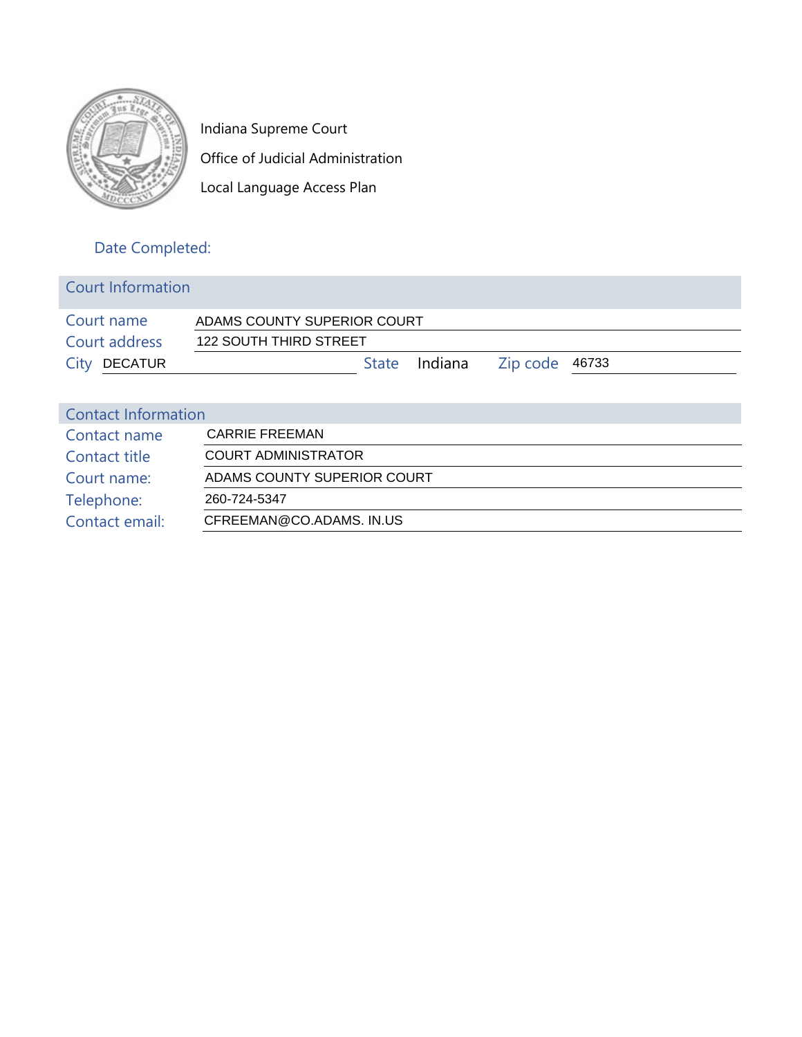Indiana Supreme Court

Office of Judicial Administration

Local Language Access Plan

Date Completed:

## Court Information

| | |
|---|---|
| Court name | ADAMS COUNTY SUPERIOR COURT |
| Court address | 122 SOUTH THIRD STREET |
| City | DECATUR |
| State | Indiana |
| Zip code | 46733 |

## Contact Information

| | |
|---|---|
| Contact name | CARRIE FREEMAN |
| Contact title | COURT ADMINISTRATOR |
| Court name: | ADAMS COUNTY SUPERIOR COURT |
| Telephone: | 260-724-5347 |
| Contact email: | CFREEMAN@CO.ADAMS. IN.US |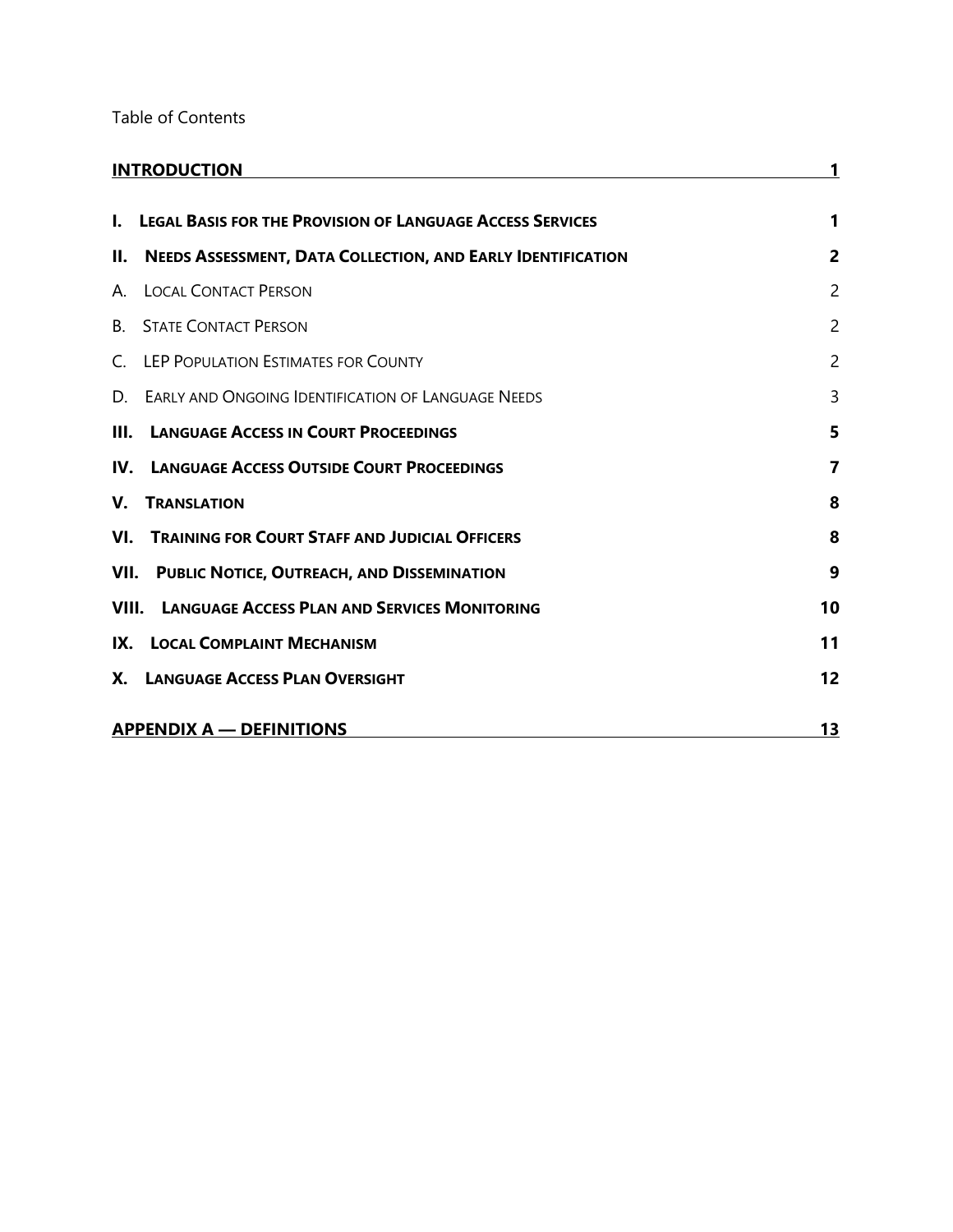Table of Contents

| | |
|---|---|
| **INTRODUCTION** | **1** |
| **I. LEGAL BASIS FOR THE PROVISION OF LANGUAGE ACCESS SERVICES** | **1** |
| **II. NEEDS ASSESSMENT, DATA COLLECTION, AND EARLY IDENTIFICATION** | **2** |
| A. LOCAL CONTACT PERSON | 2 |
| B. STATE CONTACT PERSON | 2 |
| C. LEP POPULATION ESTIMATES FOR COUNTY | 2 |
| D. EARLY AND ONGOING IDENTIFICATION OF LANGUAGE NEEDS | 3 |
| **III. LANGUAGE ACCESS IN COURT PROCEEDINGS** | **5** |
| **IV. LANGUAGE ACCESS OUTSIDE COURT PROCEEDINGS** | **7** |
| **V. TRANSLATION** | **8** |
| **VI. TRAINING FOR COURT STAFF AND JUDICIAL OFFICERS** | **8** |
| **VII. PUBLIC NOTICE, OUTREACH, AND DISSEMINATION** | **9** |
| **VIII. LANGUAGE ACCESS PLAN AND SERVICES MONITORING** | **10** |
| **IX. LOCAL COMPLAINT MECHANISM** | **11** |
| **X. LANGUAGE ACCESS PLAN OVERSIGHT** | **12** |
| **APPENDIX A — DEFINITIONS** | **13** |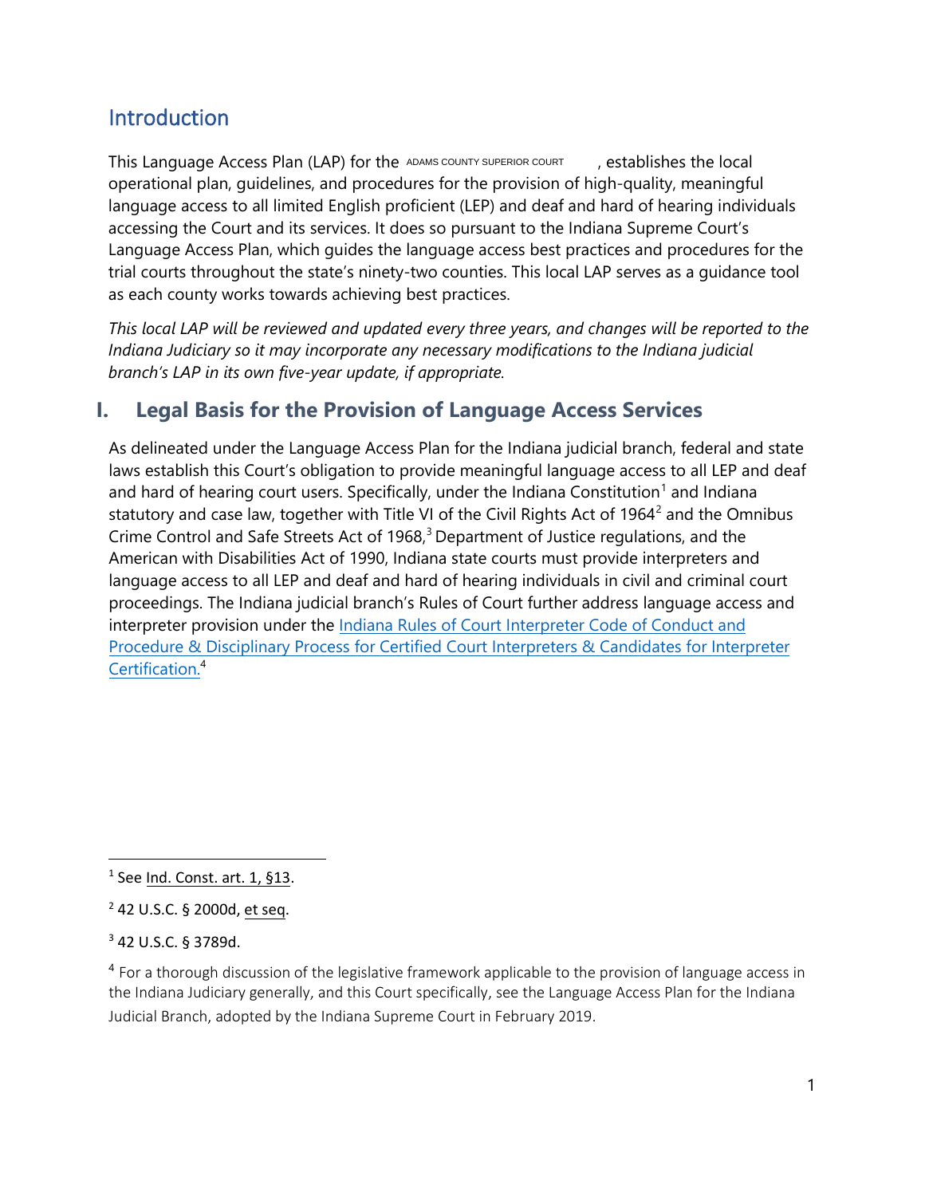## Introduction

This Language Access Plan (LAP) for the ADAMS COUNTY SUPERIOR COURT, establishes the local operational plan, guidelines, and procedures for the provision of high-quality, meaningful language access to all limited English proficient (LEP) and deaf and hard of hearing individuals accessing the Court and its services. It does so pursuant to the Indiana Supreme Court's Language Access Plan, which guides the language access best practices and procedures for the trial courts throughout the state's ninety-two counties. This local LAP serves as a guidance tool as each county works towards achieving best practices.

*This local LAP will be reviewed and updated every three years, and changes will be reported to the Indiana Judiciary so it may incorporate any necessary modifications to the Indiana judicial branch's LAP in its own five-year update, if appropriate.*

## I. Legal Basis for the Provision of Language Access Services

As delineated under the Language Access Plan for the Indiana judicial branch, federal and state laws establish this Court's obligation to provide meaningful language access to all LEP and deaf and hard of hearing court users. Specifically, under the Indiana Constitution[1] and Indiana statutory and case law, together with Title VI of the Civil Rights Act of 1964[2] and the Omnibus Crime Control and Safe Streets Act of 1968,[3] Department of Justice regulations, and the American with Disabilities Act of 1990, Indiana state courts must provide interpreters and language access to all LEP and deaf and hard of hearing individuals in civil and criminal court proceedings. The Indiana judicial branch's Rules of Court further address language access and interpreter provision under the Indiana Rules of Court Interpreter Code of Conduct and Procedure & Disciplinary Process for Certified Court Interpreters & Candidates for Interpreter Certification.[4]

---

[1] See Ind. Const. art. 1, §13.

[2] 42 U.S.C. § 2000d, et seq.

[3] 42 U.S.C. § 3789d.

[4] For a thorough discussion of the legislative framework applicable to the provision of language access in the Indiana Judiciary generally, and this Court specifically, see the Language Access Plan for the Indiana Judicial Branch, adopted by the Indiana Supreme Court in February 2019.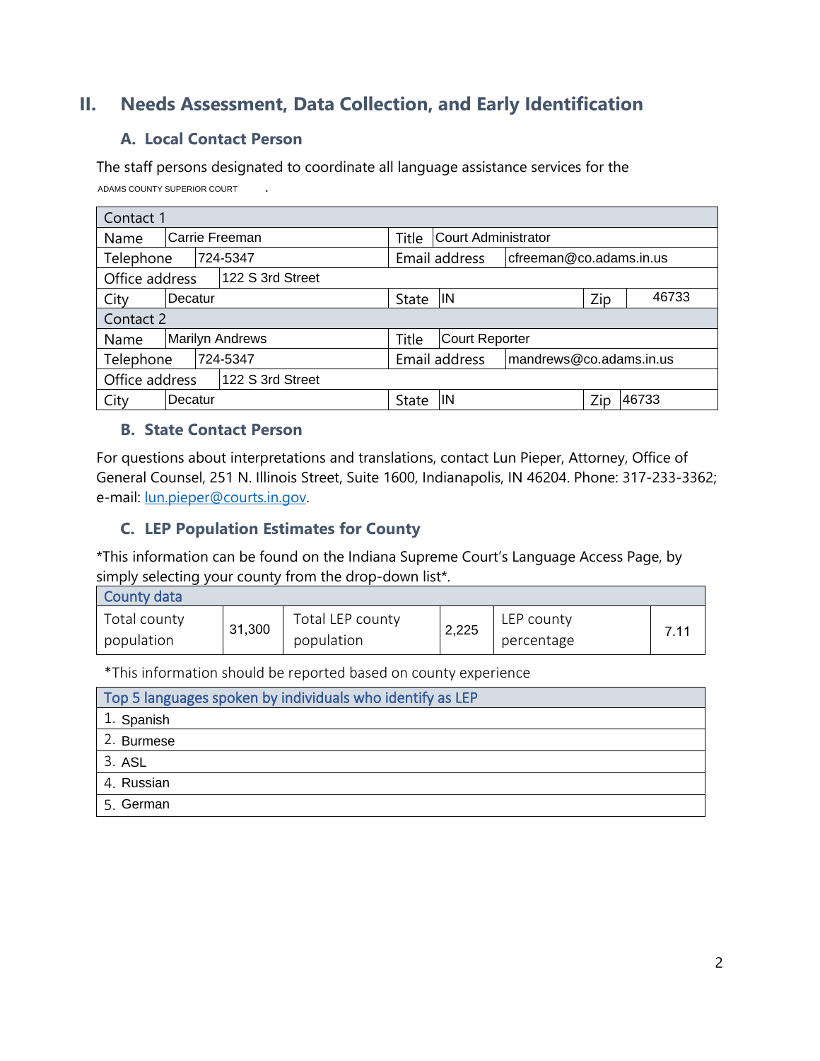## II. Needs Assessment, Data Collection, and Early Identification

### A. Local Contact Person

The staff persons designated to coordinate all language assistance services for the ADAMS COUNTY SUPERIOR COURT .

| Contact 1 | | | | | |
|---|---|---|---|---|---|
| Name | Carrie Freeman | Title | Court Administrator | | |
| Telephone | 724-5347 | Email address | cfreeman@co.adams.in.us | | |
| Office address | 122 S 3rd Street | | | | |
| City | Decatur | State | IN | Zip | 46733 |
| **Contact 2** | | | | | |
| Name | Marilyn Andrews | Title | Court Reporter | | |
| Telephone | 724-5347 | Email address | mandrews@co.adams.in.us | | |
| Office address | 122 S 3rd Street | | | | |
| City | Decatur | State | IN | Zip | 46733 |

### B. State Contact Person

For questions about interpretations and translations, contact Lun Pieper, Attorney, Office of General Counsel, 251 N. Illinois Street, Suite 1600, Indianapolis, IN 46204. Phone: 317-233-3362; e-mail: lun.pieper@courts.in.gov.

### C. LEP Population Estimates for County

*This information can be found on the Indiana Supreme Court's Language Access Page, by simply selecting your county from the drop-down list*.

| County data | | | | | |
|---|---|---|---|---|---|
| Total county population | 31,300 | Total LEP county population | 2,225 | LEP county percentage | 7.11 |

*This information should be reported based on county experience

| Top 5 languages spoken by individuals who identify as LEP |
|---|
| 1. Spanish |
| 2. Burmese |
| 3. ASL |
| 4. Russian |
| 5. German |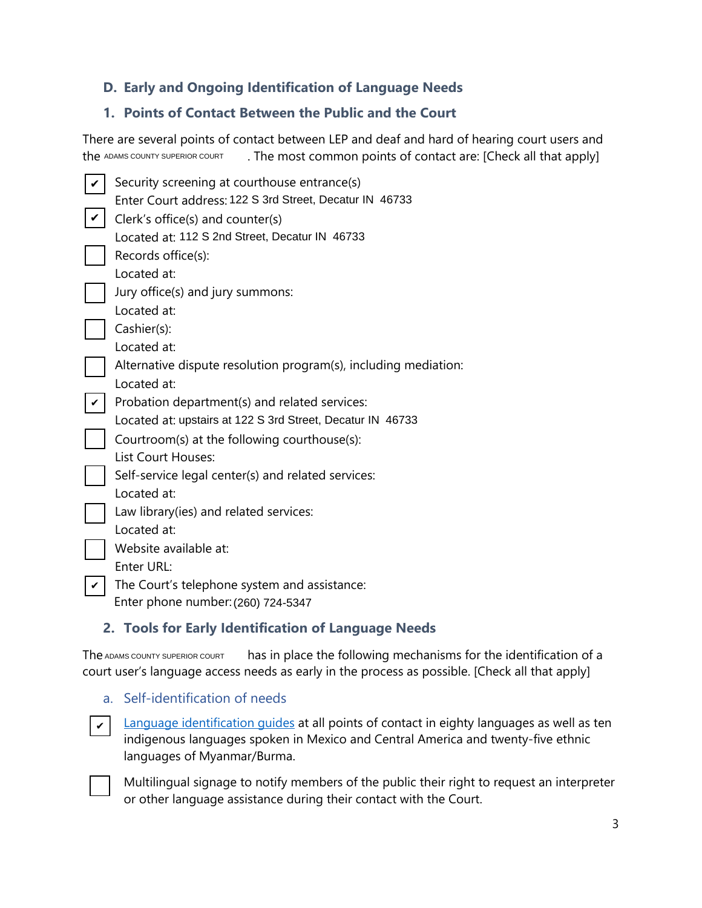## D. Early and Ongoing Identification of Language Needs

### 1. Points of Contact Between the Public and the Court

There are several points of contact between LEP and deaf and hard of hearing court users and the ADAMS COUNTY SUPERIOR COURT. The most common points of contact are: [Check all that apply]

- [x] Security screening at courthouse entrance(s)
  Enter Court address: 122 S 3rd Street, Decatur IN 46733
- [x] Clerk's office(s) and counter(s)
  Located at: 112 S 2nd Street, Decatur IN 46733
- [ ] Records office(s):
  Located at:
- [ ] Jury office(s) and jury summons:
  Located at:
- [ ] Cashier(s):
  Located at:
- [ ] Alternative dispute resolution program(s), including mediation:
  Located at:
- [x] Probation department(s) and related services:
  Located at: upstairs at 122 S 3rd Street, Decatur IN 46733
- [ ] Courtroom(s) at the following courthouse(s):
  List Court Houses:
- [ ] Self-service legal center(s) and related services:
  Located at:
- [ ] Law library(ies) and related services:
  Located at:
- [ ] Website available at:
  Enter URL:
- [x] The Court's telephone system and assistance:
  Enter phone number: (260) 724-5347

### 2. Tools for Early Identification of Language Needs

The ADAMS COUNTY SUPERIOR COURT has in place the following mechanisms for the identification of a court user's language access needs as early in the process as possible. [Check all that apply]

#### a. Self-identification of needs

- [x] Language identification guides at all points of contact in eighty languages as well as ten indigenous languages spoken in Mexico and Central America and twenty-five ethnic languages of Myanmar/Burma.
- [ ] Multilingual signage to notify members of the public their right to request an interpreter or other language assistance during their contact with the Court.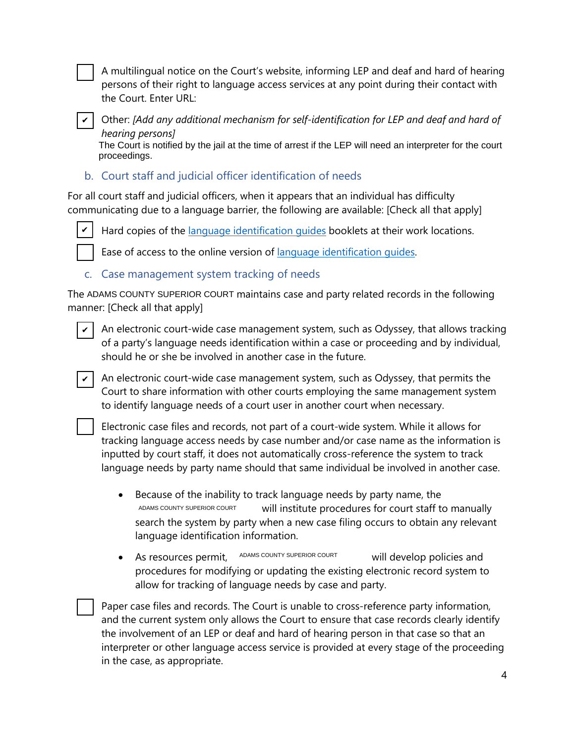- [ ] A multilingual notice on the Court's website, informing LEP and deaf and hard of hearing persons of their right to language access services at any point during their contact with the Court. Enter URL:

- [x] Other: *[Add any additional mechanism for self-identification for LEP and deaf and hard of hearing persons]*
  The Court is notified by the jail at the time of arrest if the LEP will need an interpreter for the court proceedings.

### b. Court staff and judicial officer identification of needs

For all court staff and judicial officers, when it appears that an individual has difficulty communicating due to a language barrier, the following are available: [Check all that apply]

- [x] Hard copies of the [language identification guides](#) booklets at their work locations.

- [ ] Ease of access to the online version of [language identification guides](#).

### c. Case management system tracking of needs

The ADAMS COUNTY SUPERIOR COURT maintains case and party related records in the following manner: [Check all that apply]

- [x] An electronic court-wide case management system, such as Odyssey, that allows tracking of a party's language needs identification within a case or proceeding and by individual, should he or she be involved in another case in the future.

- [x] An electronic court-wide case management system, such as Odyssey, that permits the Court to share information with other courts employing the same management system to identify language needs of a court user in another court when necessary.

- [ ] Electronic case files and records, not part of a court-wide system. While it allows for tracking language access needs by case number and/or case name as the information is inputted by court staff, it does not automatically cross-reference the system to track language needs by party name should that same individual be involved in another case.

  - Because of the inability to track language needs by party name, the ADAMS COUNTY SUPERIOR COURT will institute procedures for court staff to manually search the system by party when a new case filing occurs to obtain any relevant language identification information.

  - As resources permit, ADAMS COUNTY SUPERIOR COURT will develop policies and procedures for modifying or updating the existing electronic record system to allow for tracking of language needs by case and party.

- [ ] Paper case files and records. The Court is unable to cross-reference party information, and the current system only allows the Court to ensure that case records clearly identify the involvement of an LEP or deaf and hard of hearing person in that case so that an interpreter or other language access service is provided at every stage of the proceeding in the case, as appropriate.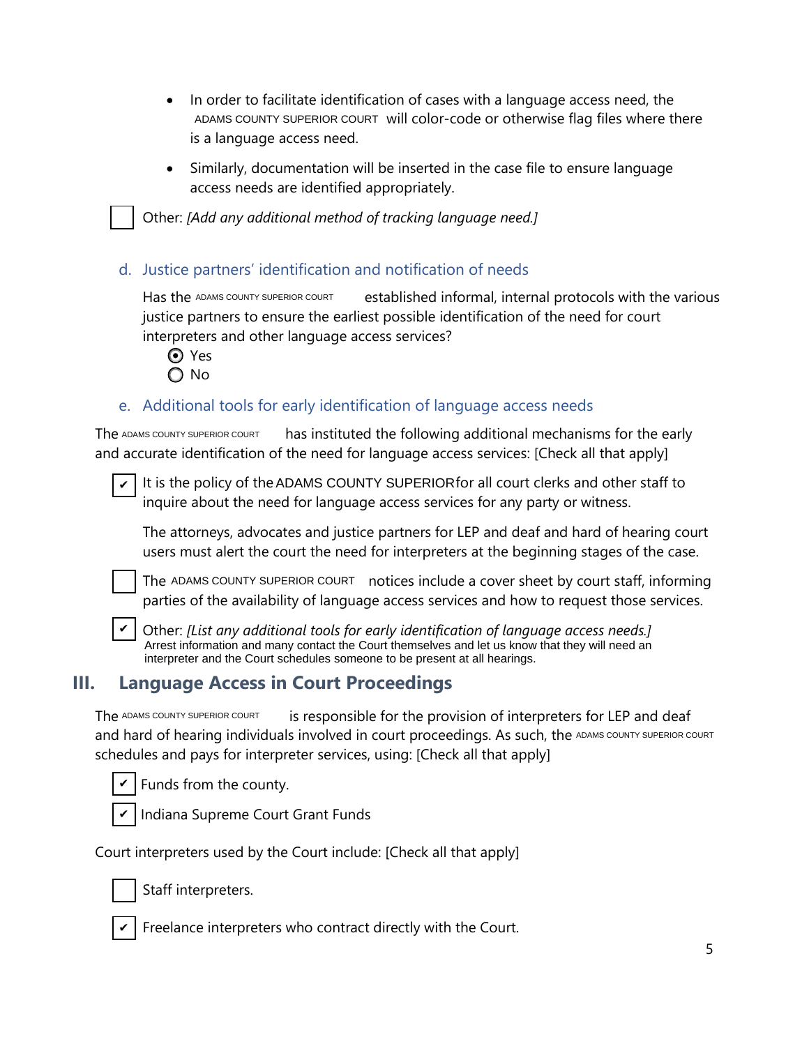- In order to facilitate identification of cases with a language access need, the ADAMS COUNTY SUPERIOR COURT will color-code or otherwise flag files where there is a language access need.

- Similarly, documentation will be inserted in the case file to ensure language access needs are identified appropriately.

☐ Other: *[Add any additional method of tracking language need.]*

### d. Justice partners' identification and notification of needs

Has the ADAMS COUNTY SUPERIOR COURT established informal, internal protocols with the various justice partners to ensure the earliest possible identification of the need for court interpreters and other language access services?

◉ Yes
◯ No

### e. Additional tools for early identification of language access needs

The ADAMS COUNTY SUPERIOR COURT has instituted the following additional mechanisms for the early and accurate identification of the need for language access services: [Check all that apply]

☑ It is the policy of the ADAMS COUNTY SUPERIOR for all court clerks and other staff to inquire about the need for language access services for any party or witness.

The attorneys, advocates and justice partners for LEP and deaf and hard of hearing court users must alert the court the need for interpreters at the beginning stages of the case.

☐ The ADAMS COUNTY SUPERIOR COURT notices include a cover sheet by court staff, informing parties of the availability of language access services and how to request those services.

☑ Other: *[List any additional tools for early identification of language access needs.]*
Arrest information and many contact the Court themselves and let us know that they will need an interpreter and the Court schedules someone to be present at all hearings.

## III. Language Access in Court Proceedings

The ADAMS COUNTY SUPERIOR COURT is responsible for the provision of interpreters for LEP and deaf and hard of hearing individuals involved in court proceedings. As such, the ADAMS COUNTY SUPERIOR COURT schedules and pays for interpreter services, using: [Check all that apply]

☑ Funds from the county.

☑ Indiana Supreme Court Grant Funds

Court interpreters used by the Court include: [Check all that apply]

☐ Staff interpreters.

☑ Freelance interpreters who contract directly with the Court.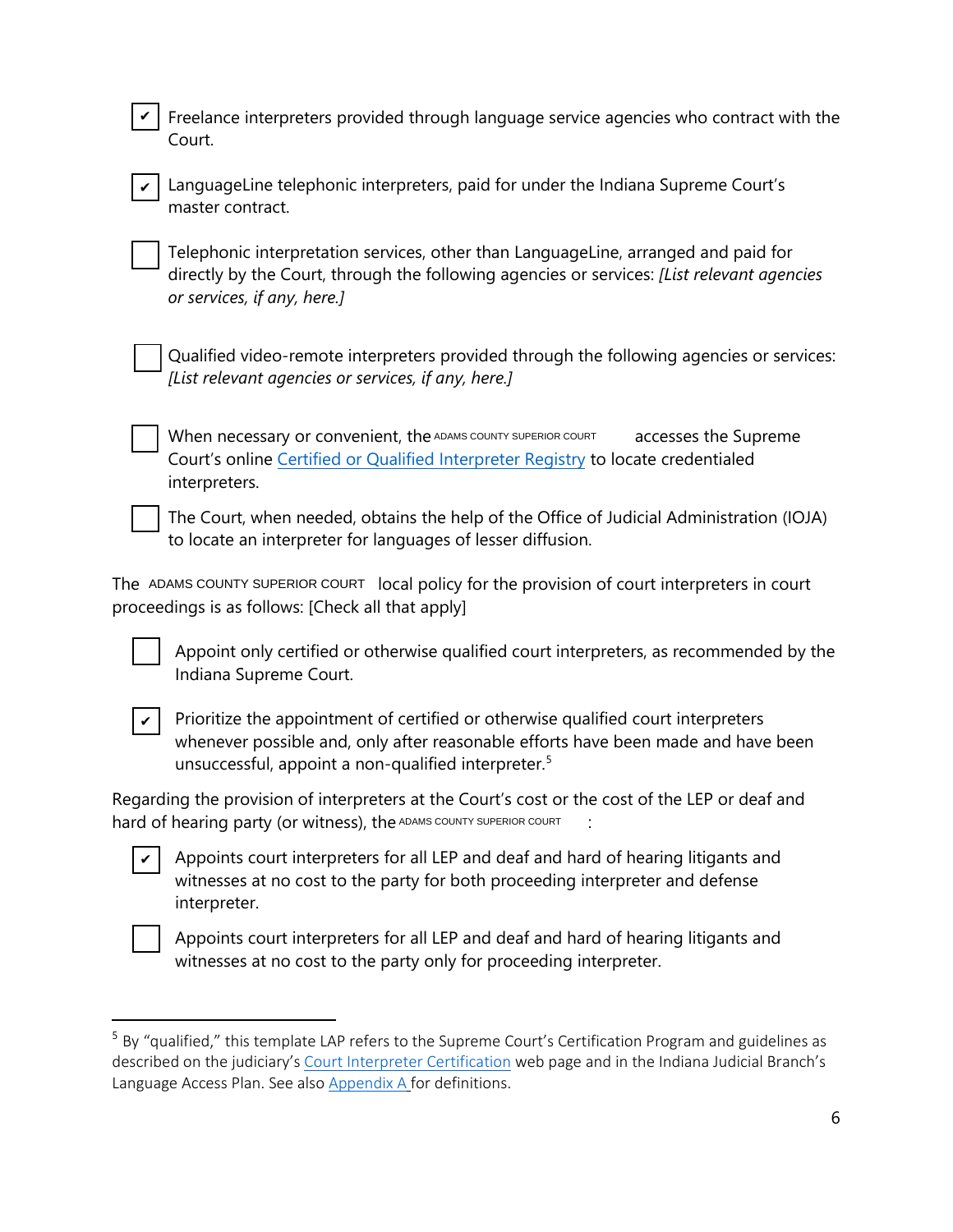- [x] Freelance interpreters provided through language service agencies who contract with the Court.

- [x] LanguageLine telephonic interpreters, paid for under the Indiana Supreme Court's master contract.

- [ ] Telephonic interpretation services, other than LanguageLine, arranged and paid for directly by the Court, through the following agencies or services: *[List relevant agencies or services, if any, here.]*

- [ ] Qualified video-remote interpreters provided through the following agencies or services: *[List relevant agencies or services, if any, here.]*

- [ ] When necessary or convenient, the ADAMS COUNTY SUPERIOR COURT accesses the Supreme Court's online [Certified or Qualified Interpreter Registry]() to locate credentialed interpreters.

- [ ] The Court, when needed, obtains the help of the Office of Judicial Administration (IOJA) to locate an interpreter for languages of lesser diffusion.

The ADAMS COUNTY SUPERIOR COURT local policy for the provision of court interpreters in court proceedings is as follows: [Check all that apply]

- [ ] Appoint only certified or otherwise qualified court interpreters, as recommended by the Indiana Supreme Court.

- [x] Prioritize the appointment of certified or otherwise qualified court interpreters whenever possible and, only after reasonable efforts have been made and have been unsuccessful, appoint a non-qualified interpreter.[5]

Regarding the provision of interpreters at the Court's cost or the cost of the LEP or deaf and hard of hearing party (or witness), the ADAMS COUNTY SUPERIOR COURT :

- [x] Appoints court interpreters for all LEP and deaf and hard of hearing litigants and witnesses at no cost to the party for both proceeding interpreter and defense interpreter.

- [ ] Appoints court interpreters for all LEP and deaf and hard of hearing litigants and witnesses at no cost to the party only for proceeding interpreter.

---

[5] By "qualified," this template LAP refers to the Supreme Court's Certification Program and guidelines as described on the judiciary's [Court Interpreter Certification]() web page and in the Indiana Judicial Branch's Language Access Plan. See also [Appendix A]() for definitions.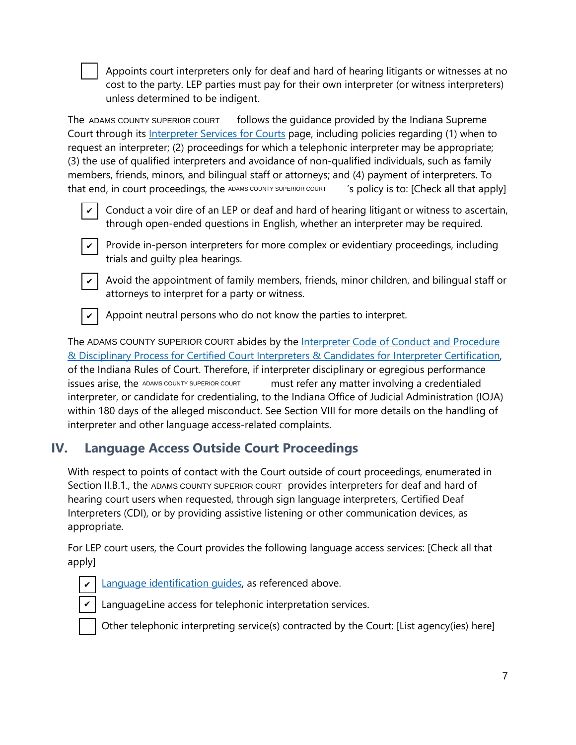- [ ] Appoints court interpreters only for deaf and hard of hearing litigants or witnesses at no cost to the party. LEP parties must pay for their own interpreter (or witness interpreters) unless determined to be indigent.

The ADAMS COUNTY SUPERIOR COURT follows the guidance provided by the Indiana Supreme Court through its [Interpreter Services for Courts](#) page, including policies regarding (1) when to request an interpreter; (2) proceedings for which a telephonic interpreter may be appropriate; (3) the use of qualified interpreters and avoidance of non-qualified individuals, such as family members, friends, minors, and bilingual staff or attorneys; and (4) payment of interpreters. To that end, in court proceedings, the ADAMS COUNTY SUPERIOR COURT's policy is to: [Check all that apply]

- [x] Conduct a voir dire of an LEP or deaf and hard of hearing litigant or witness to ascertain, through open-ended questions in English, whether an interpreter may be required.
- [x] Provide in-person interpreters for more complex or evidentiary proceedings, including trials and guilty plea hearings.
- [x] Avoid the appointment of family members, friends, minor children, and bilingual staff or attorneys to interpret for a party or witness.
- [x] Appoint neutral persons who do not know the parties to interpret.

The ADAMS COUNTY SUPERIOR COURT abides by the [Interpreter Code of Conduct and Procedure & Disciplinary Process for Certified Court Interpreters & Candidates for Interpreter Certification](#), of the Indiana Rules of Court. Therefore, if interpreter disciplinary or egregious performance issues arise, the ADAMS COUNTY SUPERIOR COURT must refer any matter involving a credentialed interpreter, or candidate for credentialing, to the Indiana Office of Judicial Administration (IOJA) within 180 days of the alleged misconduct. See Section VIII for more details on the handling of interpreter and other language access-related complaints.

## IV. Language Access Outside Court Proceedings

With respect to points of contact with the Court outside of court proceedings, enumerated in Section II.B.1., the ADAMS COUNTY SUPERIOR COURT provides interpreters for deaf and hard of hearing court users when requested, through sign language interpreters, Certified Deaf Interpreters (CDI), or by providing assistive listening or other communication devices, as appropriate.

For LEP court users, the Court provides the following language access services: [Check all that apply]

- [x] [Language identification guides](#), as referenced above.
- [x] LanguageLine access for telephonic interpretation services.
- [ ] Other telephonic interpreting service(s) contracted by the Court: [List agency(ies) here]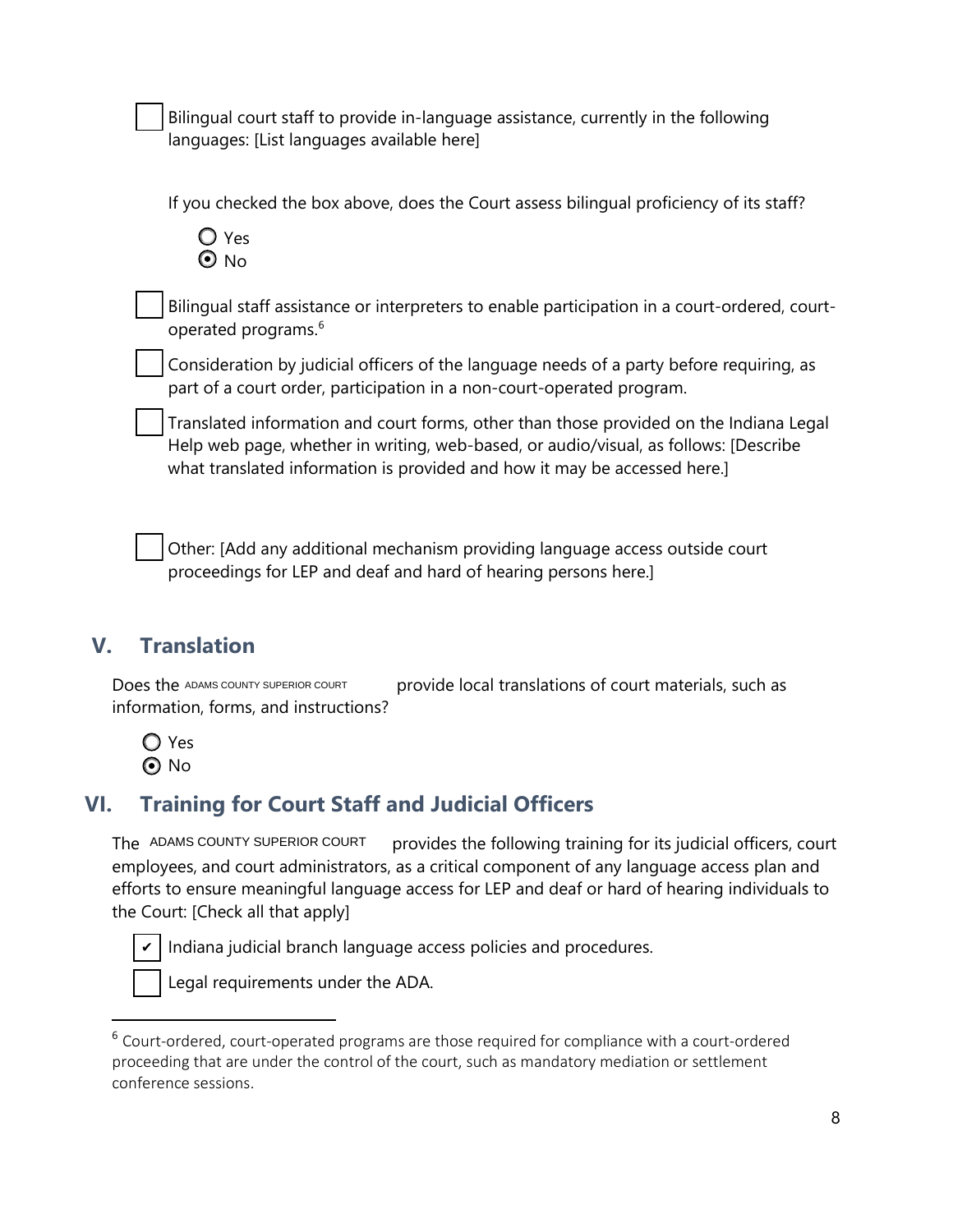- [ ] Bilingual court staff to provide in-language assistance, currently in the following languages: [List languages available here]

  If you checked the box above, does the Court assess bilingual proficiency of its staff?

  ○ Yes
  ◉ No

- [ ] Bilingual staff assistance or interpreters to enable participation in a court-ordered, court-operated programs.[6]
- [ ] Consideration by judicial officers of the language needs of a party before requiring, as part of a court order, participation in a non-court-operated program.
- [ ] Translated information and court forms, other than those provided on the Indiana Legal Help web page, whether in writing, web-based, or audio/visual, as follows: [Describe what translated information is provided and how it may be accessed here.]
- [ ] Other: [Add any additional mechanism providing language access outside court proceedings for LEP and deaf and hard of hearing persons here.]

## V. Translation

Does the ADAMS COUNTY SUPERIOR COURT provide local translations of court materials, such as information, forms, and instructions?

○ Yes
◉ No

## VI. Training for Court Staff and Judicial Officers

The ADAMS COUNTY SUPERIOR COURT provides the following training for its judicial officers, court employees, and court administrators, as a critical component of any language access plan and efforts to ensure meaningful language access for LEP and deaf or hard of hearing individuals to the Court: [Check all that apply]

- [x] Indiana judicial branch language access policies and procedures.
- [ ] Legal requirements under the ADA.

---

[6] Court-ordered, court-operated programs are those required for compliance with a court-ordered proceeding that are under the control of the court, such as mandatory mediation or settlement conference sessions.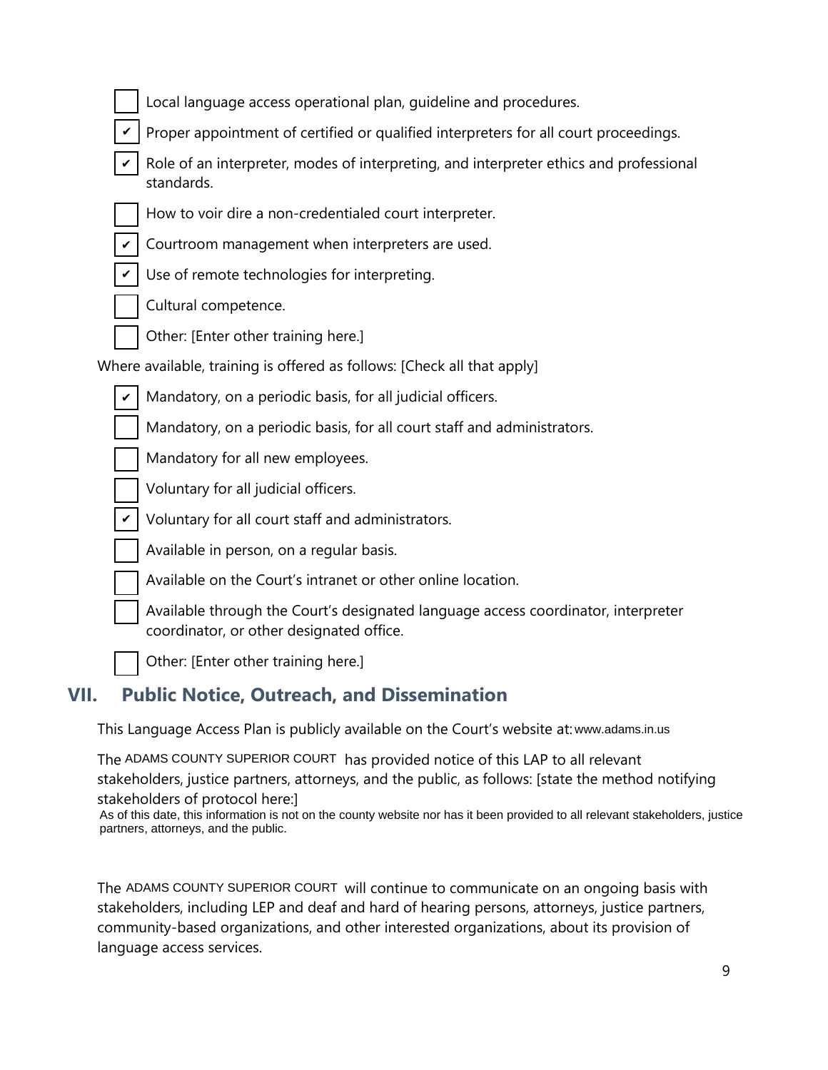- [ ] Local language access operational plan, guideline and procedures.
- [x] Proper appointment of certified or qualified interpreters for all court proceedings.
- [x] Role of an interpreter, modes of interpreting, and interpreter ethics and professional standards.
- [ ] How to voir dire a non-credentialed court interpreter.
- [x] Courtroom management when interpreters are used.
- [x] Use of remote technologies for interpreting.
- [ ] Cultural competence.
- [ ] Other: [Enter other training here.]

Where available, training is offered as follows: [Check all that apply]

- [x] Mandatory, on a periodic basis, for all judicial officers.
- [ ] Mandatory, on a periodic basis, for all court staff and administrators.
- [ ] Mandatory for all new employees.
- [ ] Voluntary for all judicial officers.
- [x] Voluntary for all court staff and administrators.
- [ ] Available in person, on a regular basis.
- [ ] Available on the Court's intranet or other online location.
- [ ] Available through the Court's designated language access coordinator, interpreter coordinator, or other designated office.
- [ ] Other: [Enter other training here.]

## VII. Public Notice, Outreach, and Dissemination

This Language Access Plan is publicly available on the Court's website at: www.adams.in.us

The ADAMS COUNTY SUPERIOR COURT has provided notice of this LAP to all relevant stakeholders, justice partners, attorneys, and the public, as follows: [state the method notifying stakeholders of protocol here:]

As of this date, this information is not on the county website nor has it been provided to all relevant stakeholders, justice partners, attorneys, and the public.

The ADAMS COUNTY SUPERIOR COURT will continue to communicate on an ongoing basis with stakeholders, including LEP and deaf and hard of hearing persons, attorneys, justice partners, community-based organizations, and other interested organizations, about its provision of language access services.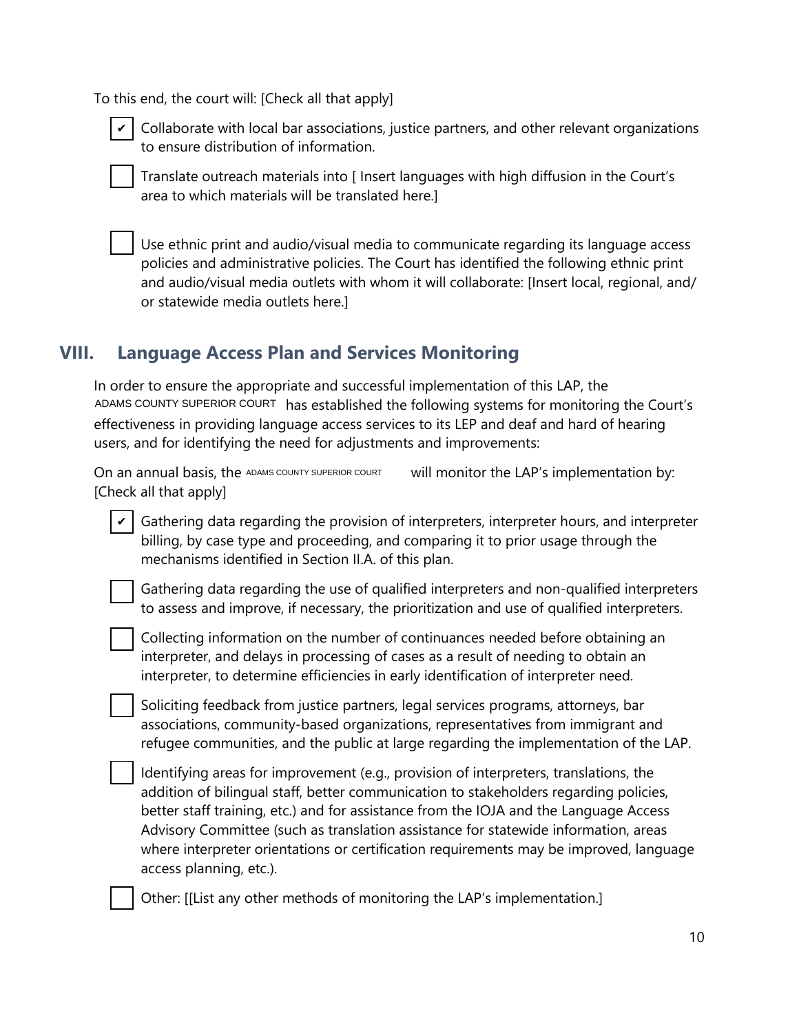To this end, the court will: [Check all that apply]

- [x] Collaborate with local bar associations, justice partners, and other relevant organizations to ensure distribution of information.
- [ ] Translate outreach materials into [ Insert languages with high diffusion in the Court's area to which materials will be translated here.]
- [ ] Use ethnic print and audio/visual media to communicate regarding its language access policies and administrative policies. The Court has identified the following ethnic print and audio/visual media outlets with whom it will collaborate: [Insert local, regional, and/ or statewide media outlets here.]

## VIII. Language Access Plan and Services Monitoring

In order to ensure the appropriate and successful implementation of this LAP, the ADAMS COUNTY SUPERIOR COURT has established the following systems for monitoring the Court's effectiveness in providing language access services to its LEP and deaf and hard of hearing users, and for identifying the need for adjustments and improvements:

On an annual basis, the ADAMS COUNTY SUPERIOR COURT will monitor the LAP's implementation by: [Check all that apply]

- [x] Gathering data regarding the provision of interpreters, interpreter hours, and interpreter billing, by case type and proceeding, and comparing it to prior usage through the mechanisms identified in Section II.A. of this plan.
- [ ] Gathering data regarding the use of qualified interpreters and non-qualified interpreters to assess and improve, if necessary, the prioritization and use of qualified interpreters.
- [ ] Collecting information on the number of continuances needed before obtaining an interpreter, and delays in processing of cases as a result of needing to obtain an interpreter, to determine efficiencies in early identification of interpreter need.
- [ ] Soliciting feedback from justice partners, legal services programs, attorneys, bar associations, community-based organizations, representatives from immigrant and refugee communities, and the public at large regarding the implementation of the LAP.
- [ ] Identifying areas for improvement (e.g., provision of interpreters, translations, the addition of bilingual staff, better communication to stakeholders regarding policies, better staff training, etc.) and for assistance from the IOJA and the Language Access Advisory Committee (such as translation assistance for statewide information, areas where interpreter orientations or certification requirements may be improved, language access planning, etc.).
- [ ] Other: [[List any other methods of monitoring the LAP's implementation.]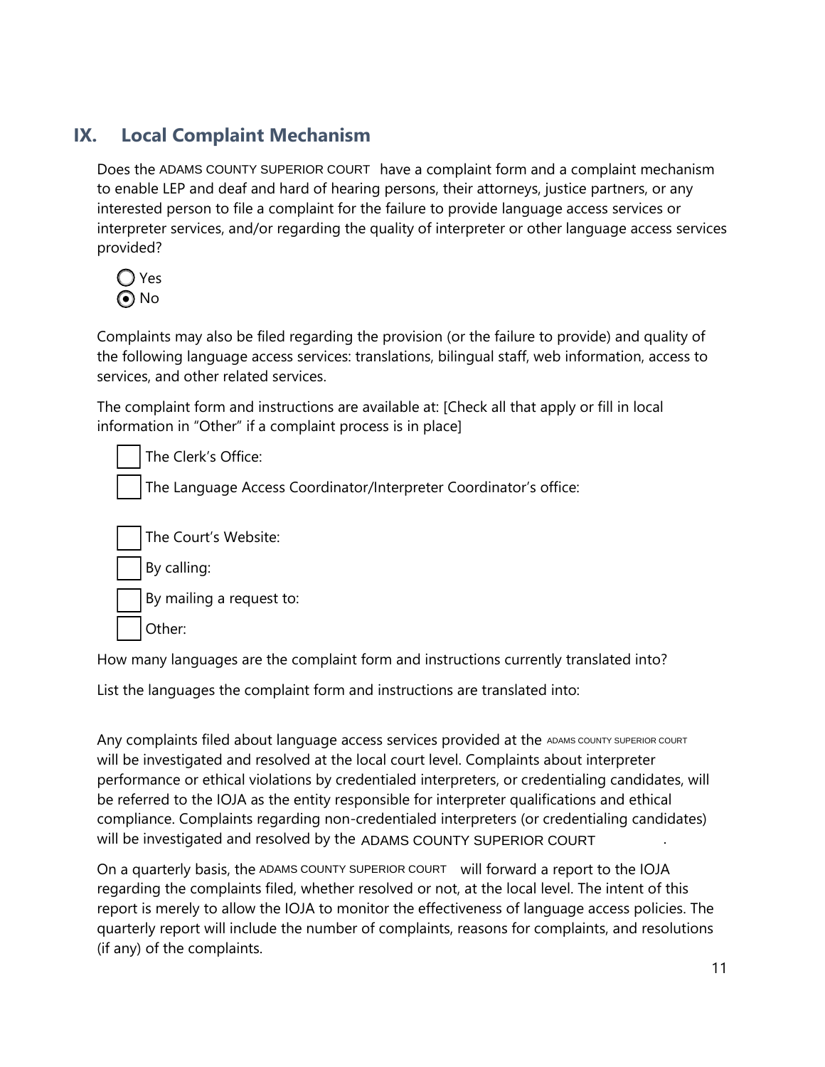## IX. Local Complaint Mechanism

Does the ADAMS COUNTY SUPERIOR COURT have a complaint form and a complaint mechanism to enable LEP and deaf and hard of hearing persons, their attorneys, justice partners, or any interested person to file a complaint for the failure to provide language access services or interpreter services, and/or regarding the quality of interpreter or other language access services provided?

- ○ Yes
- ◉ No

Complaints may also be filed regarding the provision (or the failure to provide) and quality of the following language access services: translations, bilingual staff, web information, access to services, and other related services.

The complaint form and instructions are available at: [Check all that apply or fill in local information in "Other" if a complaint process is in place]

- ☐ The Clerk's Office:
- ☐ The Language Access Coordinator/Interpreter Coordinator's office:
- ☐ The Court's Website:
- ☐ By calling:
- ☐ By mailing a request to:
- ☐ Other:

How many languages are the complaint form and instructions currently translated into?

List the languages the complaint form and instructions are translated into:

Any complaints filed about language access services provided at the ADAMS COUNTY SUPERIOR COURT will be investigated and resolved at the local court level. Complaints about interpreter performance or ethical violations by credentialed interpreters, or credentialing candidates, will be referred to the IOJA as the entity responsible for interpreter qualifications and ethical compliance. Complaints regarding non-credentialed interpreters (or credentialing candidates) will be investigated and resolved by the ADAMS COUNTY SUPERIOR COURT .

On a quarterly basis, the ADAMS COUNTY SUPERIOR COURT will forward a report to the IOJA regarding the complaints filed, whether resolved or not, at the local level. The intent of this report is merely to allow the IOJA to monitor the effectiveness of language access policies. The quarterly report will include the number of complaints, reasons for complaints, and resolutions (if any) of the complaints.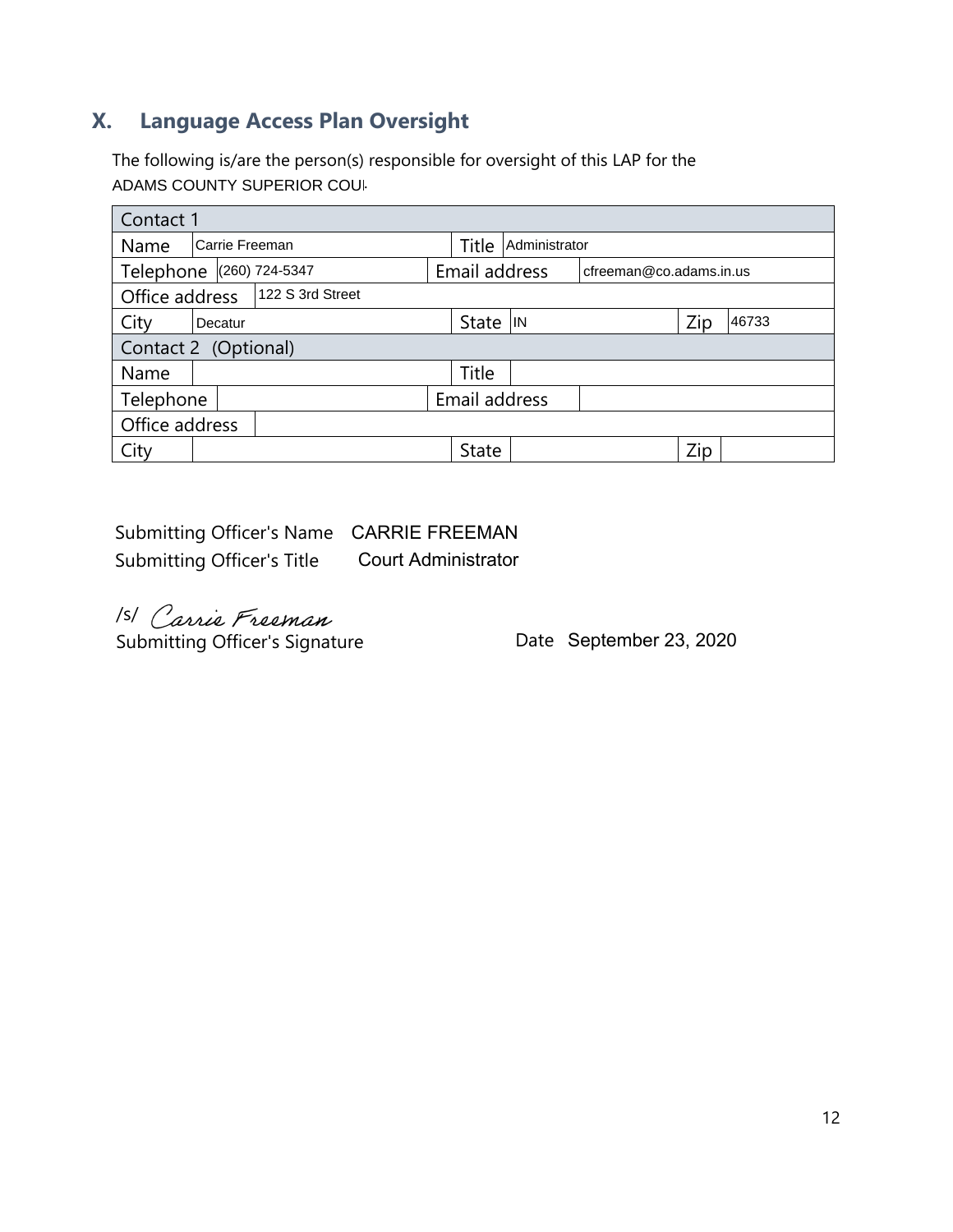## X. Language Access Plan Oversight

The following is/are the person(s) responsible for oversight of this LAP for the
ADAMS COUNTY SUPERIOR COU

| Contact 1 | | | | | |
|---|---|---|---|---|---|
| Name | Carrie Freeman | Title | Administrator | | |
| Telephone | (260) 724-5347 | Email address | cfreeman@co.adams.in.us | | |
| Office address | 122 S 3rd Street | | | | |
| City | Decatur | State | IN | Zip | 46733 |
| **Contact 2 (Optional)** | | | | | |
| Name | | Title | | | |
| Telephone | | Email address | | | |
| Office address | | | | | |
| City | | State | | Zip | |

Submitting Officer's Name CARRIE FREEMAN

Submitting Officer's Title Court Administrator

/s/ *Carrie Freeman*

Submitting Officer's Signature

Date September 23, 2020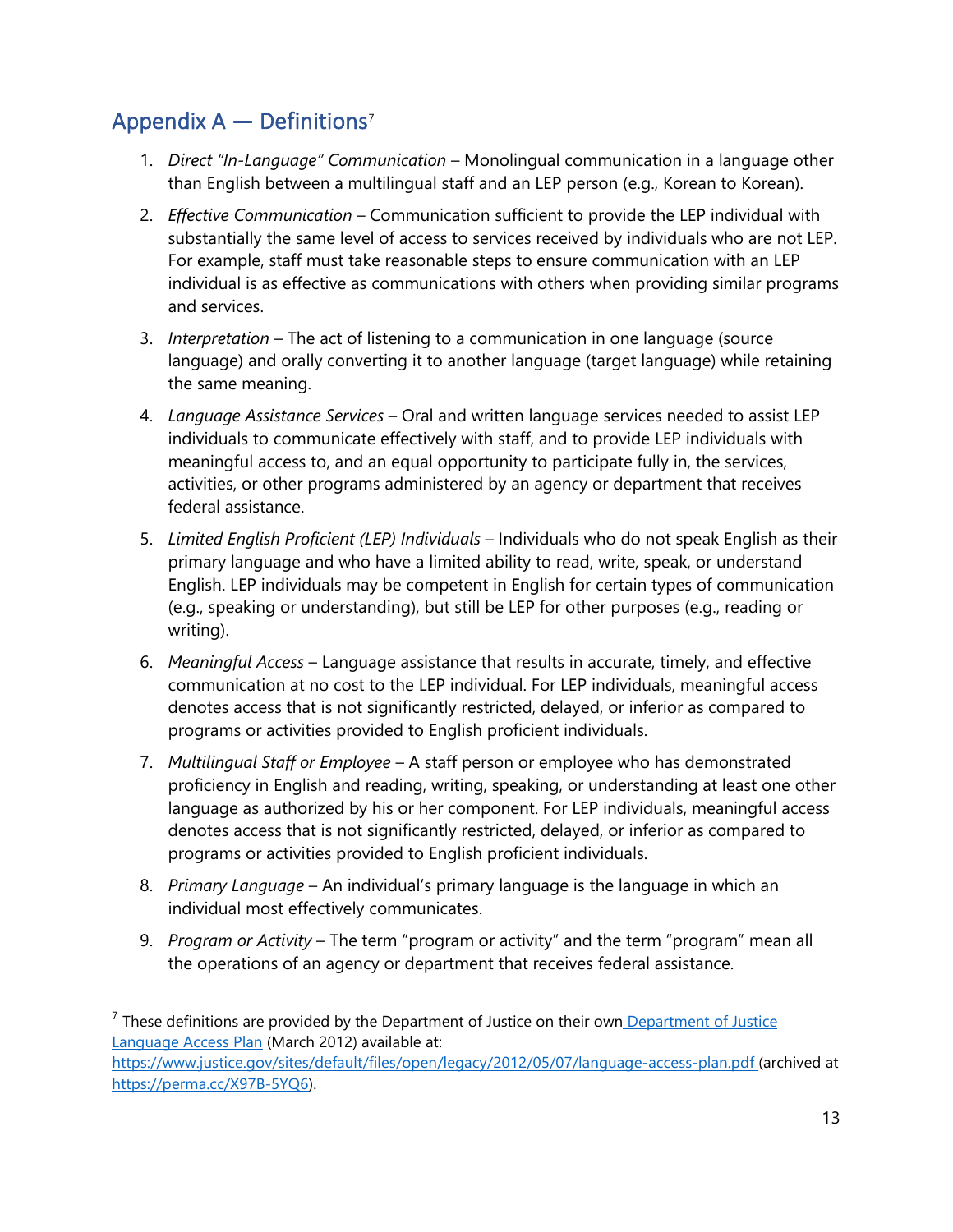## Appendix A — Definitions[7]

1. *Direct "In-Language" Communication* – Monolingual communication in a language other than English between a multilingual staff and an LEP person (e.g., Korean to Korean).

2. *Effective Communication* – Communication sufficient to provide the LEP individual with substantially the same level of access to services received by individuals who are not LEP. For example, staff must take reasonable steps to ensure communication with an LEP individual is as effective as communications with others when providing similar programs and services.

3. *Interpretation* – The act of listening to a communication in one language (source language) and orally converting it to another language (target language) while retaining the same meaning.

4. *Language Assistance Services* – Oral and written language services needed to assist LEP individuals to communicate effectively with staff, and to provide LEP individuals with meaningful access to, and an equal opportunity to participate fully in, the services, activities, or other programs administered by an agency or department that receives federal assistance.

5. *Limited English Proficient (LEP) Individuals* – Individuals who do not speak English as their primary language and who have a limited ability to read, write, speak, or understand English. LEP individuals may be competent in English for certain types of communication (e.g., speaking or understanding), but still be LEP for other purposes (e.g., reading or writing).

6. *Meaningful Access* – Language assistance that results in accurate, timely, and effective communication at no cost to the LEP individual. For LEP individuals, meaningful access denotes access that is not significantly restricted, delayed, or inferior as compared to programs or activities provided to English proficient individuals.

7. *Multilingual Staff or Employee* – A staff person or employee who has demonstrated proficiency in English and reading, writing, speaking, or understanding at least one other language as authorized by his or her component. For LEP individuals, meaningful access denotes access that is not significantly restricted, delayed, or inferior as compared to programs or activities provided to English proficient individuals.

8. *Primary Language* – An individual's primary language is the language in which an individual most effectively communicates.

9. *Program or Activity* – The term "program or activity" and the term "program" mean all the operations of an agency or department that receives federal assistance.

---

[7] These definitions are provided by the Department of Justice on their own [Department of Justice Language Access Plan](https://www.justice.gov/sites/default/files/open/legacy/2012/05/07/language-access-plan.pdf) (March 2012) available at: https://www.justice.gov/sites/default/files/open/legacy/2012/05/07/language-access-plan.pdf (archived at https://perma.cc/X97B-5YQ6).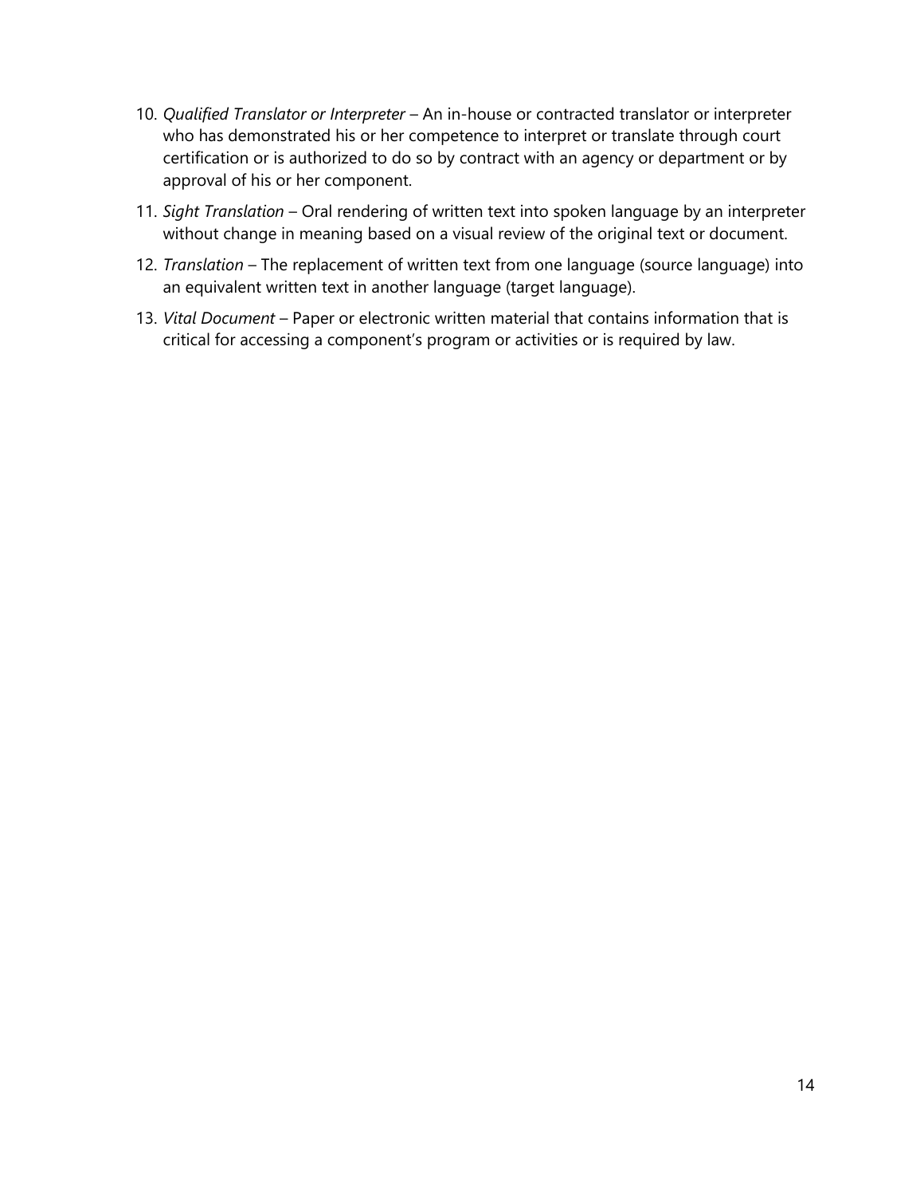10. *Qualified Translator or Interpreter* – An in-house or contracted translator or interpreter who has demonstrated his or her competence to interpret or translate through court certification or is authorized to do so by contract with an agency or department or by approval of his or her component.
11. *Sight Translation* – Oral rendering of written text into spoken language by an interpreter without change in meaning based on a visual review of the original text or document.
12. *Translation* – The replacement of written text from one language (source language) into an equivalent written text in another language (target language).
13. *Vital Document* – Paper or electronic written material that contains information that is critical for accessing a component's program or activities or is required by law.